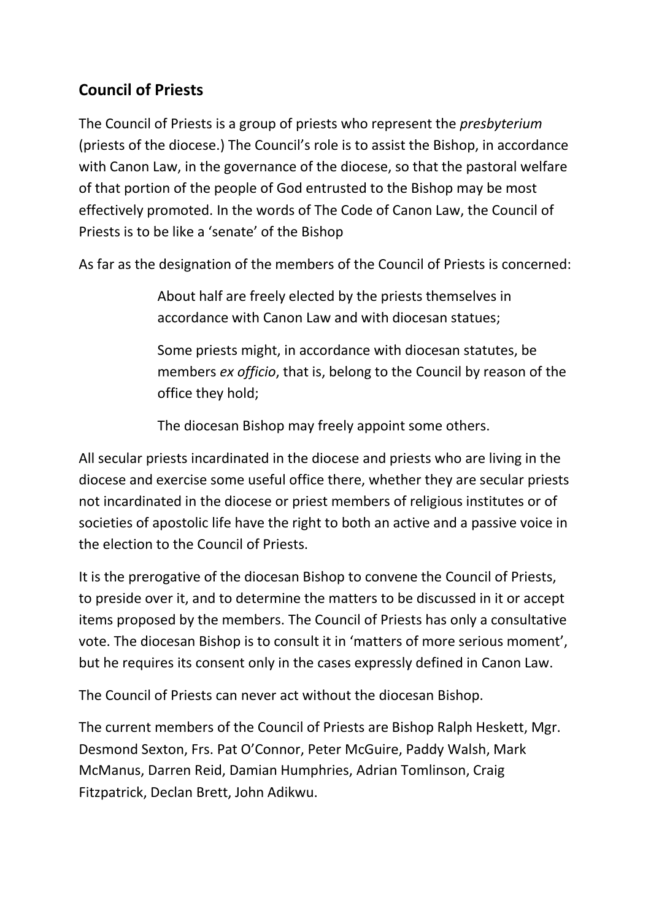## Council of Priests

The Council of Priests is a group of priests who represent the *presbyterium* (priests of the diocese.) The Council's role is to assist the Bishop, in accordance with Canon Law, in the governance of the diocese, so that the pastoral welfare of that portion of the people of God entrusted to the Bishop may be most effectively promoted. In the words of The Code of Canon Law, the Council of Priests is to be like a 'senate' of the Bishop

As far as the designation of the members of the Council of Priests is concerned:

> About half are freely elected by the priests themselves in accordance with Canon Law and with diocesan statues;
>
> Some priests might, in accordance with diocesan statutes, be members *ex officio*, that is, belong to the Council by reason of the office they hold;
>
> The diocesan Bishop may freely appoint some others.

All secular priests incardinated in the diocese and priests who are living in the diocese and exercise some useful office there, whether they are secular priests not incardinated in the diocese or priest members of religious institutes or of societies of apostolic life have the right to both an active and a passive voice in the election to the Council of Priests.

It is the prerogative of the diocesan Bishop to convene the Council of Priests, to preside over it, and to determine the matters to be discussed in it or accept items proposed by the members. The Council of Priests has only a consultative vote. The diocesan Bishop is to consult it in 'matters of more serious moment', but he requires its consent only in the cases expressly defined in Canon Law.

The Council of Priests can never act without the diocesan Bishop.

The current members of the Council of Priests are Bishop Ralph Heskett, Mgr. Desmond Sexton, Frs. Pat O'Connor, Peter McGuire, Paddy Walsh, Mark McManus, Darren Reid, Damian Humphries, Adrian Tomlinson, Craig Fitzpatrick, Declan Brett, John Adikwu.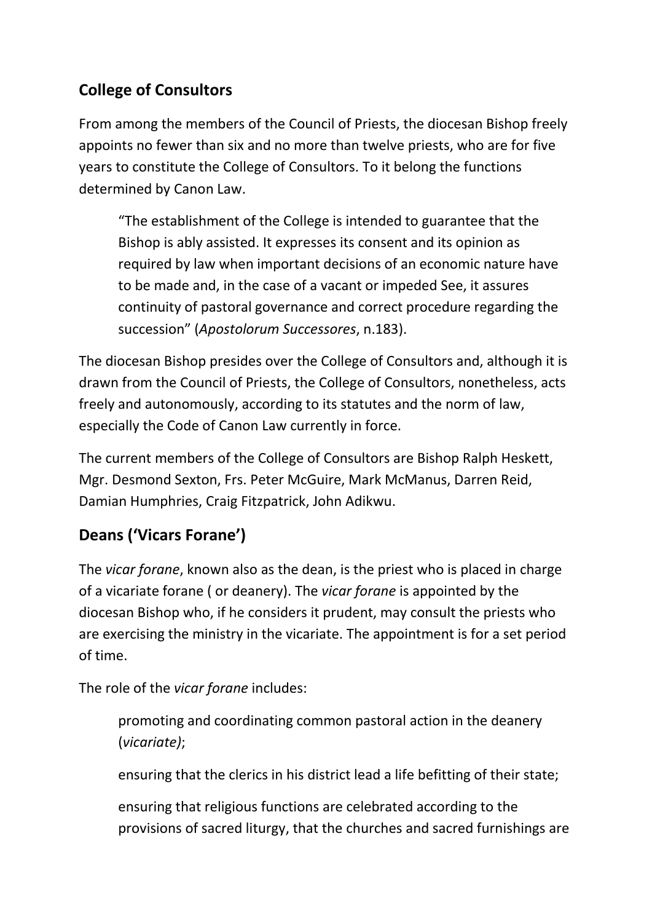## College of Consultors

From among the members of the Council of Priests, the diocesan Bishop freely appoints no fewer than six and no more than twelve priests, who are for five years to constitute the College of Consultors. To it belong the functions determined by Canon Law.

> "The establishment of the College is intended to guarantee that the Bishop is ably assisted. It expresses its consent and its opinion as required by law when important decisions of an economic nature have to be made and, in the case of a vacant or impeded See, it assures continuity of pastoral governance and correct procedure regarding the succession" (*Apostolorum Successores*, n.183).

The diocesan Bishop presides over the College of Consultors and, although it is drawn from the Council of Priests, the College of Consultors, nonetheless, acts freely and autonomously, according to its statutes and the norm of law, especially the Code of Canon Law currently in force.

The current members of the College of Consultors are Bishop Ralph Heskett, Mgr. Desmond Sexton, Frs. Peter McGuire, Mark McManus, Darren Reid, Damian Humphries, Craig Fitzpatrick, John Adikwu.

## Deans ('Vicars Forane')

The *vicar forane*, known also as the dean, is the priest who is placed in charge of a vicariate forane ( or deanery). The *vicar forane* is appointed by the diocesan Bishop who, if he considers it prudent, may consult the priests who are exercising the ministry in the vicariate. The appointment is for a set period of time.

The role of the *vicar forane* includes:

> promoting and coordinating common pastoral action in the deanery (*vicariate)*;
>
> ensuring that the clerics in his district lead a life befitting of their state;
>
> ensuring that religious functions are celebrated according to the provisions of sacred liturgy, that the churches and sacred furnishings are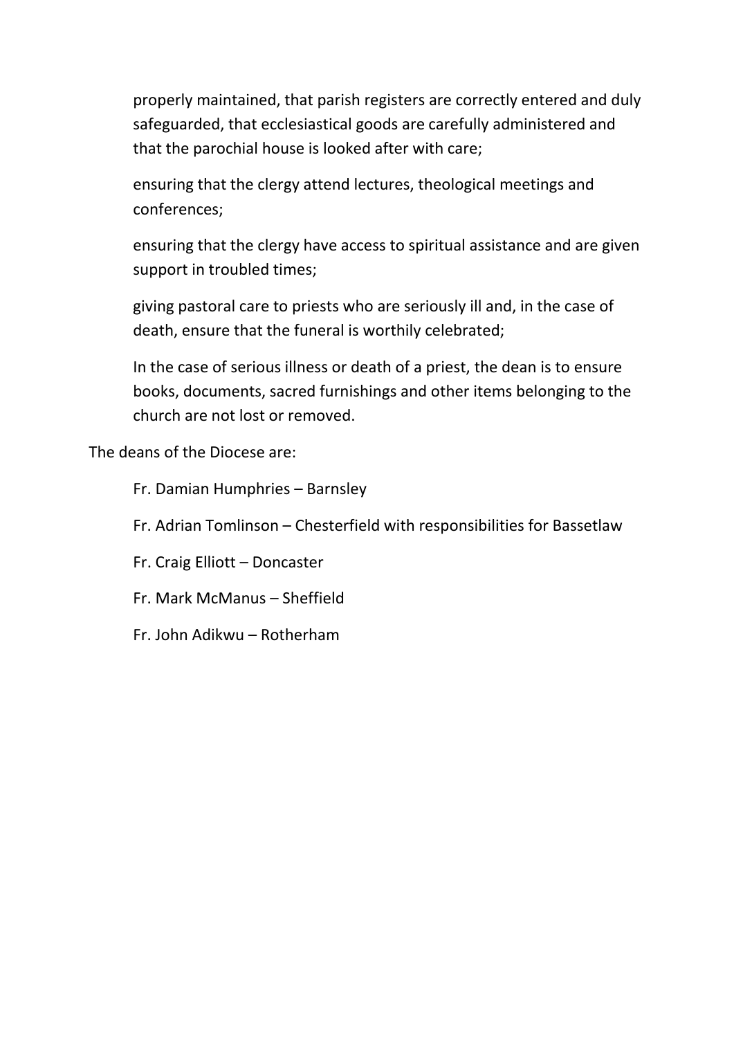properly maintained, that parish registers are correctly entered and duly safeguarded, that ecclesiastical goods are carefully administered and that the parochial house is looked after with care;

ensuring that the clergy attend lectures, theological meetings and conferences;

ensuring that the clergy have access to spiritual assistance and are given support in troubled times;

giving pastoral care to priests who are seriously ill and, in the case of death, ensure that the funeral is worthily celebrated;

In the case of serious illness or death of a priest, the dean is to ensure books, documents, sacred furnishings and other items belonging to the church are not lost or removed.

The deans of the Diocese are:

Fr. Damian Humphries – Barnsley

Fr. Adrian Tomlinson – Chesterfield with responsibilities for Bassetlaw

Fr. Craig Elliott – Doncaster

Fr. Mark McManus – Sheffield

Fr. John Adikwu – Rotherham